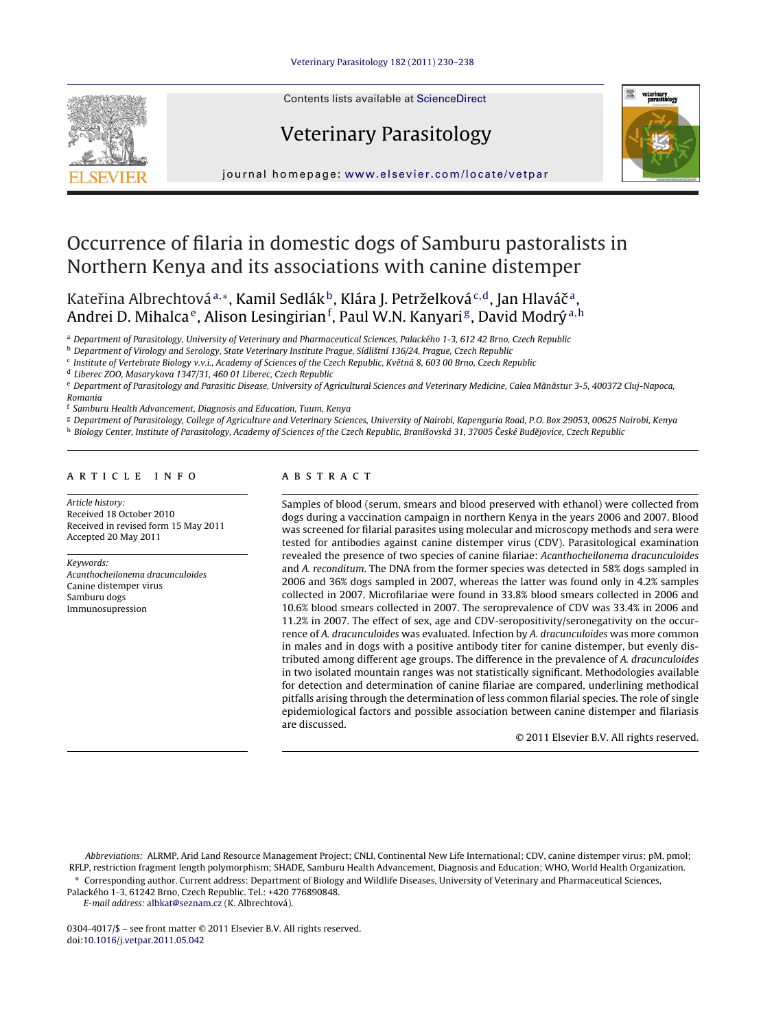# Occurrence of filaria in domestic dogs of Samburu pastoralists in Northern Kenya and its associations with canine distemper

Kateřina Albrechtová[a,*], Kamil Sedlák[b], Klára J. Petrželková[c,d], Jan Hlaváč[a], Andrei D. Mihalca[e], Alison Lesingirian[f], Paul W.N. Kanyari[g], David Modrý[a,h]

[a] Department of Parasitology, University of Veterinary and Pharmaceutical Sciences, Palackého 1-3, 612 42 Brno, Czech Republic
[b] Department of Virology and Serology, State Veterinary Institute Prague, Sídlištní 136/24, Prague, Czech Republic
[c] Institute of Vertebrate Biology v.v.i., Academy of Sciences of the Czech Republic, Květná 8, 603 00 Brno, Czech Republic
[d] Liberec ZOO, Masarykova 1347/31, 460 01 Liberec, Czech Republic
[e] Department of Parasitology and Parasitic Disease, University of Agricultural Sciences and Veterinary Medicine, Calea Mănăstur 3-5, 400372 Cluj-Napoca, Romania
[f] Samburu Health Advancement, Diagnosis and Education, Tuum, Kenya
[g] Department of Parasitology, College of Agriculture and Veterinary Sciences, University of Nairobi, Kapenguria Road, P.O. Box 29053, 00625 Nairobi, Kenya
[h] Biology Center, Institute of Parasitology, Academy of Sciences of the Czech Republic, Branišovská 31, 37005 České Budějovice, Czech Republic

## ARTICLE INFO

*Article history:*
Received 18 October 2010
Received in revised form 15 May 2011
Accepted 20 May 2011

*Keywords:*
*Acanthocheilonema dracunculoides*
Canine distemper virus
Samburu dogs
Immunosupression

## ABSTRACT

Samples of blood (serum, smears and blood preserved with ethanol) were collected from dogs during a vaccination campaign in northern Kenya in the years 2006 and 2007. Blood was screened for filarial parasites using molecular and microscopy methods and sera were tested for antibodies against canine distemper virus (CDV). Parasitological examination revealed the presence of two species of canine filariae: *Acanthocheilonema dracunculoides* and *A. reconditum*. The DNA from the former species was detected in 58% dogs sampled in 2006 and 36% dogs sampled in 2007, whereas the latter was found only in 4.2% samples collected in 2007. Microfilariae were found in 33.8% blood smears collected in 2006 and 10.6% blood smears collected in 2007. The seroprevalence of CDV was 33.4% in 2006 and 11.2% in 2007. The effect of sex, age and CDV-seropositivity/seronegativity on the occurrence of *A. dracunculoides* was evaluated. Infection by *A. dracunculoides* was more common in males and in dogs with a positive antibody titer for canine distemper, but evenly distributed among different age groups. The difference in the prevalence of *A. dracunculoides* in two isolated mountain ranges was not statistically significant. Methodologies available for detection and determination of canine filariae are compared, underlining methodical pitfalls arising through the determination of less common filarial species. The role of single epidemiological factors and possible association between canine distemper and filariasis are discussed.

© 2011 Elsevier B.V. All rights reserved.

*Abbreviations:* ALRMP, Arid Land Resource Management Project; CNLI, Continental New Life International; CDV, canine distemper virus; pM, pmol; RFLP, restriction fragment length polymorphism; SHADE, Samburu Health Advancement, Diagnosis and Education; WHO, World Health Organization.

* Corresponding author. Current address: Department of Biology and Wildlife Diseases, University of Veterinary and Pharmaceutical Sciences, Palackého 1-3, 61242 Brno, Czech Republic. Tel.: +420 776890848.
*E-mail address:* albkat@seznam.cz (K. Albrechtová).

0304-4017/$ – see front matter © 2011 Elsevier B.V. All rights reserved.
doi:10.1016/j.vetpar.2011.05.042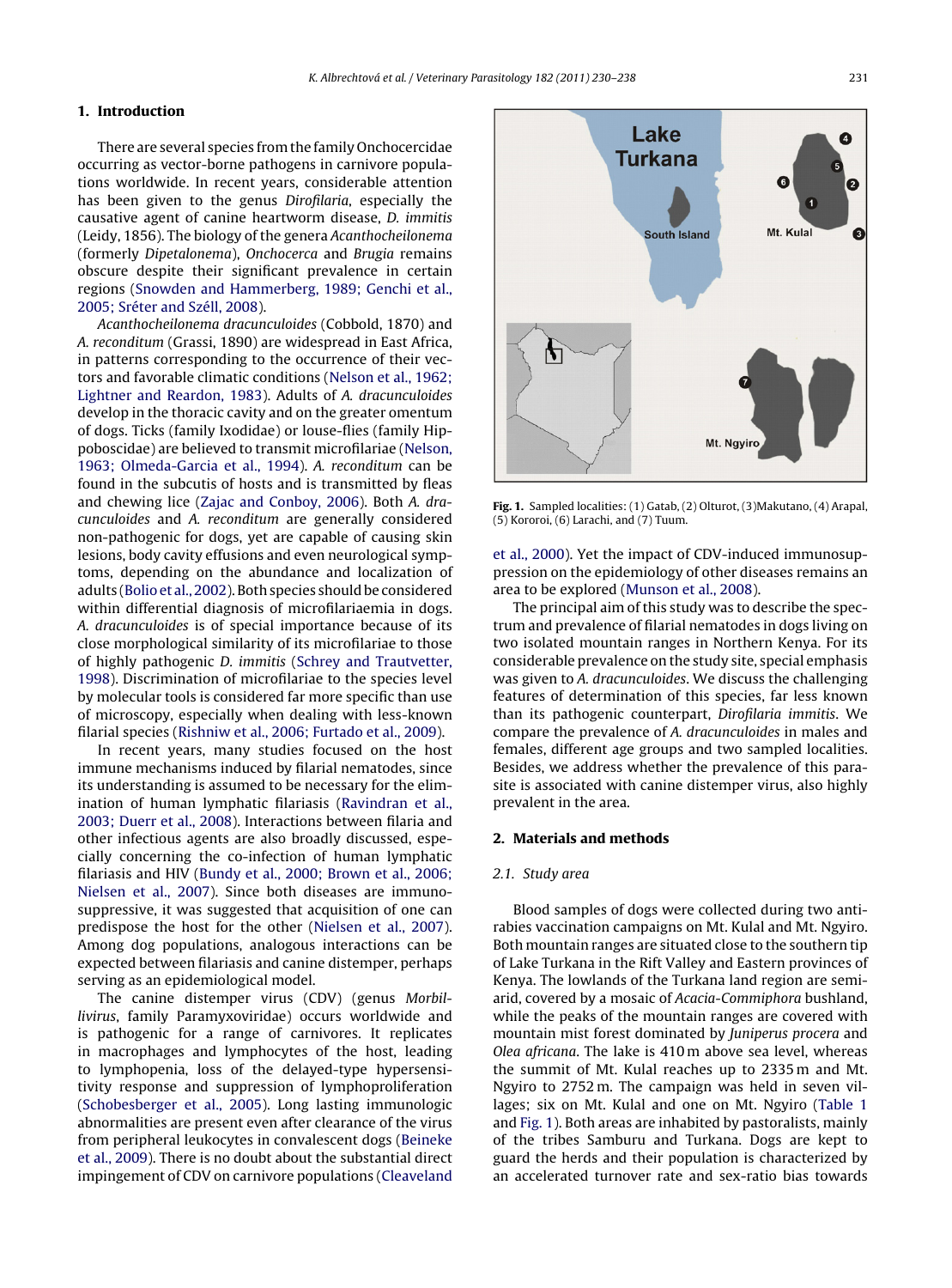## 1. Introduction

There are several species from the family Onchocercidae occurring as vector-borne pathogens in carnivore populations worldwide. In recent years, considerable attention has been given to the genus *Dirofilaria*, especially the causative agent of canine heartworm disease, *D. immitis* (Leidy, 1856). The biology of the genera *Acanthocheilonema* (formerly *Dipetalonema*), *Onchocerca* and *Brugia* remains obscure despite their significant prevalence in certain regions (Snowden and Hammerberg, 1989; Genchi et al., 2005; Sréter and Széll, 2008).

*Acanthocheilonema dracunculoides* (Cobbold, 1870) and *A. reconditum* (Grassi, 1890) are widespread in East Africa, in patterns corresponding to the occurrence of their vectors and favorable climatic conditions (Nelson et al., 1962; Lightner and Reardon, 1983). Adults of *A. dracunculoides* develop in the thoracic cavity and on the greater omentum of dogs. Ticks (family Ixodidae) or louse-flies (family Hippoboscidae) are believed to transmit microfilariae (Nelson, 1963; Olmeda-Garcia et al., 1994). *A. reconditum* can be found in the subcutis of hosts and is transmitted by fleas and chewing lice (Zajac and Conboy, 2006). Both *A. dracunculoides* and *A. reconditum* are generally considered non-pathogenic for dogs, yet are capable of causing skin lesions, body cavity effusions and even neurological symptoms, depending on the abundance and localization of adults (Bolio et al., 2002). Both species should be considered within differential diagnosis of microfilariaemia in dogs. *A. dracunculoides* is of special importance because of its close morphological similarity of its microfilariae to those of highly pathogenic *D. immitis* (Schrey and Trautvetter, 1998). Discrimination of microfilariae to the species level by molecular tools is considered far more specific than use of microscopy, especially when dealing with less-known filarial species (Rishniw et al., 2006; Furtado et al., 2009).

In recent years, many studies focused on the host immune mechanisms induced by filarial nematodes, since its understanding is assumed to be necessary for the elimination of human lymphatic filariasis (Ravindran et al., 2003; Duerr et al., 2008). Interactions between filaria and other infectious agents are also broadly discussed, especially concerning the co-infection of human lymphatic filariasis and HIV (Bundy et al., 2000; Brown et al., 2006; Nielsen et al., 2007). Since both diseases are immunosuppressive, it was suggested that acquisition of one can predispose the host for the other (Nielsen et al., 2007). Among dog populations, analogous interactions can be expected between filariasis and canine distemper, perhaps serving as an epidemiological model.

The canine distemper virus (CDV) (genus *Morbillivirus*, family Paramyxoviridae) occurs worldwide and is pathogenic for a range of carnivores. It replicates in macrophages and lymphocytes of the host, leading to lymphopenia, loss of the delayed-type hypersensitivity response and suppression of lymphoproliferation (Schobesberger et al., 2005). Long lasting immunologic abnormalities are present even after clearance of the virus from peripheral leukocytes in convalescent dogs (Beineke et al., 2009). There is no doubt about the substantial direct impingement of CDV on carnivore populations (Cleaveland et al., 2000). Yet the impact of CDV-induced immunosuppression on the epidemiology of other diseases remains an area to be explored (Munson et al., 2008).

The principal aim of this study was to describe the spectrum and prevalence of filarial nematodes in dogs living on two isolated mountain ranges in Northern Kenya. For its considerable prevalence on the study site, special emphasis was given to *A. dracunculoides*. We discuss the challenging features of determination of this species, far less known than its pathogenic counterpart, *Dirofilaria immitis*. We compare the prevalence of *A. dracunculoides* in males and females, different age groups and two sampled localities. Besides, we address whether the prevalence of this parasite is associated with canine distemper virus, also highly prevalent in the area.

**Fig. 1.** Sampled localities: (1) Gatab, (2) Olturot, (3)Makutano, (4) Arapal, (5) Kororoi, (6) Larachi, and (7) Tuum.

## 2. Materials and methods

### 2.1. Study area

Blood samples of dogs were collected during two anti-rabies vaccination campaigns on Mt. Kulal and Mt. Ngyiro. Both mountain ranges are situated close to the southern tip of Lake Turkana in the Rift Valley and Eastern provinces of Kenya. The lowlands of the Turkana land region are semi-arid, covered by a mosaic of *Acacia-Commiphora* bushland, while the peaks of the mountain ranges are covered with mountain mist forest dominated by *Juniperus procera* and *Olea africana*. The lake is 410 m above sea level, whereas the summit of Mt. Kulal reaches up to 2335 m and Mt. Ngyiro to 2752 m. The campaign was held in seven villages; six on Mt. Kulal and one on Mt. Ngyiro (Table 1 and Fig. 1). Both areas are inhabited by pastoralists, mainly of the tribes Samburu and Turkana. Dogs are kept to guard the herds and their population is characterized by an accelerated turnover rate and sex-ratio bias towards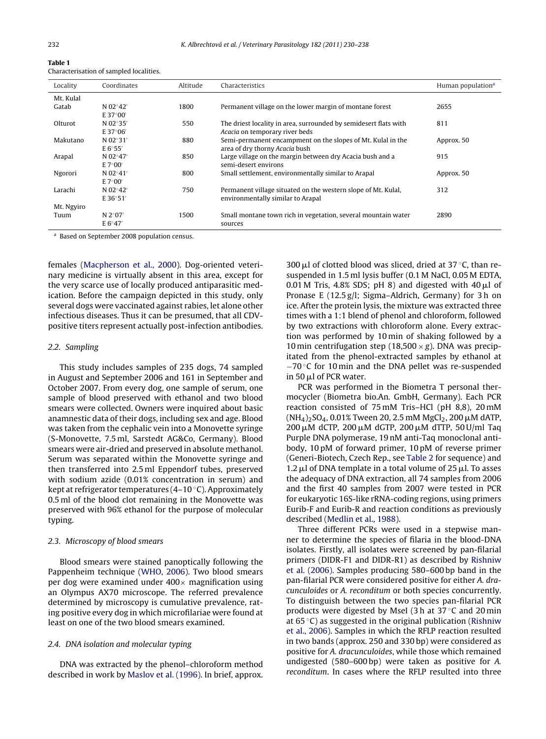**Table 1**
Characterisation of sampled localities.

| Locality | Coordinates | Altitude | Characteristics | Human population[a] |
|---|---|---|---|---|
| Mt. Kulal | | | | |
| Gatab | N 02°42′ E 37°00′ | 1800 | Permanent village on the lower margin of montane forest | 2655 |
| Olturot | N 02°35′ E 37°06′ | 550 | The driest locality in area, surrounded by semidesert flats with *Acacia* on temporary river beds | 811 |
| Makutano | N 02°31′ E 6°55′ | 880 | Semi-permanent encampment on the slopes of Mt. Kulal in the area of dry thorny *Acacia* bush | Approx. 50 |
| Arapal | N 02°47′ E 7°00′ | 850 | Large village on the margin between dry Acacia bush and a semi-desert environs | 915 |
| Ngorori | N 02°41′ E 7°00′ | 800 | Small settlement, environmentally similar to Arapal | Approx. 50 |
| Larachi | N 02°42′ E 36°51′ | 750 | Permanent village situated on the western slope of Mt. Kulal, environmentally similar to Arapal | 312 |
| Mt. Ngyiro | | | | |
| Tuum | N 2°07′ E 6°47′ | 1500 | Small montane town rich in vegetation, several mountain water sources | 2890 |

[a] Based on September 2008 population census.

females (Macpherson et al., 2000). Dog-oriented veterinary medicine is virtually absent in this area, except for the very scarce use of locally produced antiparasitic medication. Before the campaign depicted in this study, only several dogs were vaccinated against rabies, let alone other infectious diseases. Thus it can be presumed, that all CDV-positive titers represent actually post-infection antibodies.

### 2.2. Sampling

This study includes samples of 235 dogs, 74 sampled in August and September 2006 and 161 in September and October 2007. From every dog, one sample of serum, one sample of blood preserved with ethanol and two blood smears were collected. Owners were inquired about basic anamnestic data of their dogs, including sex and age. Blood was taken from the cephalic vein into a Monovette syringe (S-Monovette, 7.5 ml, Sarstedt AG&Co, Germany). Blood smears were air-dried and preserved in absolute methanol. Serum was separated within the Monovette syringe and then transferred into 2.5 ml Eppendorf tubes, preserved with sodium azide (0.01% concentration in serum) and kept at refrigerator temperatures (4–10 °C). Approximately 0.5 ml of the blood clot remaining in the Monovette was preserved with 96% ethanol for the purpose of molecular typing.

### 2.3. Microscopy of blood smears

Blood smears were stained panoptically following the Pappenheim technique (WHO, 2006). Two blood smears per dog were examined under 400× magnification using an Olympus AX70 microscope. The referred prevalence determined by microscopy is cumulative prevalence, rating positive every dog in which microfilariae were found at least on one of the two blood smears examined.

### 2.4. DNA isolation and molecular typing

DNA was extracted by the phenol–chloroform method described in work by Maslov et al. (1996). In brief, approx. 300 μl of clotted blood was sliced, dried at 37 °C, than re-suspended in 1.5 ml lysis buffer (0.1 M NaCl, 0.05 M EDTA, 0.01 M Tris, 4.8% SDS; pH 8) and digested with 40 μl of Pronase E (12.5 g/l; Sigma–Aldrich, Germany) for 3 h on ice. After the protein lysis, the mixture was extracted three times with a 1:1 blend of phenol and chloroform, followed by two extractions with chloroform alone. Every extraction was performed by 10 min of shaking followed by a 10 min centrifugation step (18,500 × g). DNA was precipitated from the phenol-extracted samples by ethanol at −70 °C for 10 min and the DNA pellet was re-suspended in 50 μl of PCR water.

PCR was performed in the Biometra T personal thermocycler (Biometra bio.An. GmbH, Germany). Each PCR reaction consisted of 75 mM Tris–HCl (pH 8,8), 20 mM $(NH_4)_2SO_4$, 0.01% Tween 20, 2.5 mM $MgCl_2$, 200 μM dATP, 200 μM dCTP, 200 μM dGTP, 200 μM dTTP, 50 U/ml Taq Purple DNA polymerase, 19 nM anti-Taq monoclonal antibody, 10 pM of forward primer, 10 pM of reverse primer (Generi-Biotech, Czech Rep., see Table 2 for sequence) and 1.2 μl of DNA template in a total volume of 25 μl. To asses the adequacy of DNA extraction, all 74 samples from 2006 and the first 40 samples from 2007 were tested in PCR for eukaryotic 16S-like rRNA-coding regions, using primers Eurib-F and Eurib-R and reaction conditions as previously described (Medlin et al., 1988).

Three different PCRs were used in a stepwise manner to determine the species of filaria in the blood-DNA isolates. Firstly, all isolates were screened by pan-filarial primers (DIDR-F1 and DIDR-R1) as described by Rishniw et al. (2006). Samples producing 580–600 bp band in the pan-filarial PCR were considered positive for either *A. dracunculoides* or *A. reconditum* or both species concurrently. To distinguish between the two species pan-filarial PCR products were digested by MseI (3 h at 37 °C and 20 min at 65 °C) as suggested in the original publication (Rishniw et al., 2006). Samples in which the RFLP reaction resulted in two bands (approx. 250 and 330 bp) were considered as positive for *A. dracunculoides*, while those which remained undigested (580–600 bp) were taken as positive for *A. reconditum*. In cases where the RFLP resulted into three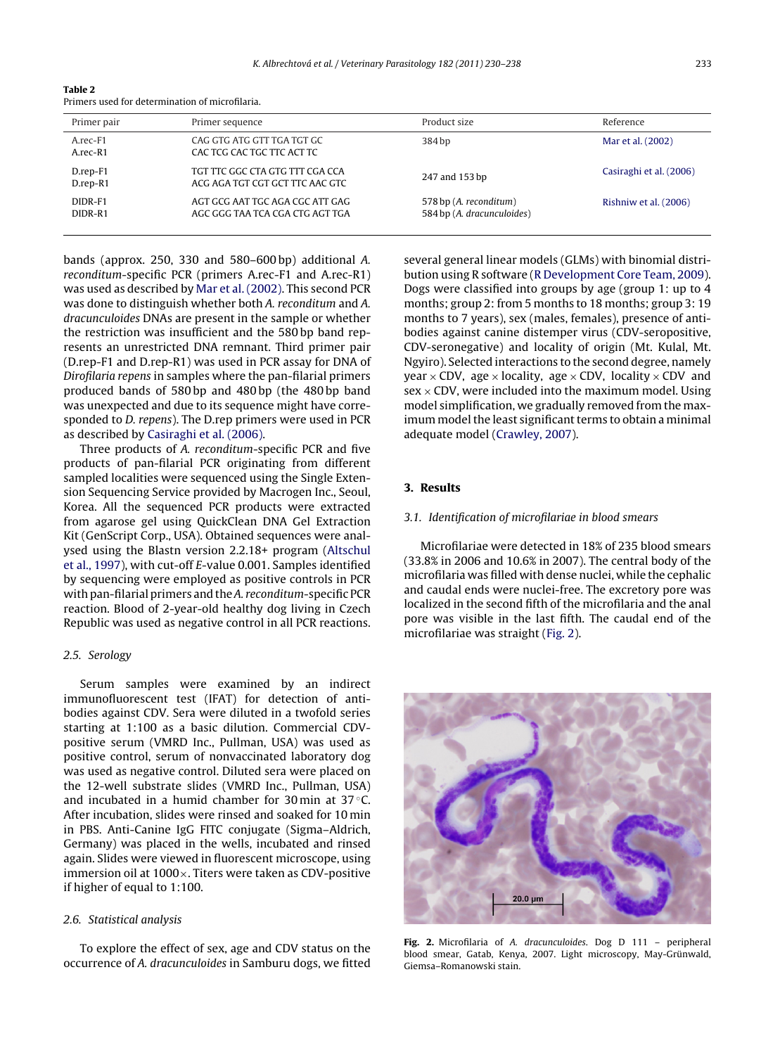**Table 2**
Primers used for determination of microfilaria.

| Primer pair | Primer sequence | Product size | Reference |
|---|---|---|---|
| A.rec-F1<br>A.rec-R1 | CAG GTG ATG GTT TGA TGT GC<br>CAC TCG CAC TGC TTC ACT TC | 384 bp | Mar et al. (2002) |
| D.rep-F1<br>D.rep-R1 | TGT TTC GGC CTA GTG TTT CGA CCA<br>ACG AGA TGT CGT GCT TTC AAC GTC | 247 and 153 bp | Casiraghi et al. (2006) |
| DIDR-F1<br>DIDR-R1 | AGT GCG AAT TGC AGA CGC ATT GAG<br>AGC GGG TAA TCA CGA CTG AGT TGA | 578 bp (*A. reconditum*)<br>584 bp (*A. dracunculoides*) | Rishniw et al. (2006) |

bands (approx. 250, 330 and 580–600 bp) additional *A. reconditum*-specific PCR (primers A.rec-F1 and A.rec-R1) was used as described by Mar et al. (2002). This second PCR was done to distinguish whether both *A. reconditum* and *A. dracunculoides* DNAs are present in the sample or whether the restriction was insufficient and the 580 bp band represents an unrestricted DNA remnant. Third primer pair (D.rep-F1 and D.rep-R1) was used in PCR assay for DNA of *Dirofilaria repens* in samples where the pan-filarial primers produced bands of 580 bp and 480 bp (the 480 bp band was unexpected and due to its sequence might have corresponded to *D. repens*). The D.rep primers were used in PCR as described by Casiraghi et al. (2006).

Three products of *A. reconditum*-specific PCR and five products of pan-filarial PCR originating from different sampled localities were sequenced using the Single Extension Sequencing Service provided by Macrogen Inc., Seoul, Korea. All the sequenced PCR products were extracted from agarose gel using QuickClean DNA Gel Extraction Kit (GenScript Corp., USA). Obtained sequences were analysed using the Blastn version 2.2.18+ program (Altschul et al., 1997), with cut-off *E*-value 0.001. Samples identified by sequencing were employed as positive controls in PCR with pan-filarial primers and the *A. reconditum*-specific PCR reaction. Blood of 2-year-old healthy dog living in Czech Republic was used as negative control in all PCR reactions.

### 2.5. Serology

Serum samples were examined by an indirect immunofluorescent test (IFAT) for detection of antibodies against CDV. Sera were diluted in a twofold series starting at 1:100 as a basic dilution. Commercial CDV-positive serum (VMRD Inc., Pullman, USA) was used as positive control, serum of nonvaccinated laboratory dog was used as negative control. Diluted sera were placed on the 12-well substrate slides (VMRD Inc., Pullman, USA) and incubated in a humid chamber for 30 min at 37 °C. After incubation, slides were rinsed and soaked for 10 min in PBS. Anti-Canine IgG FITC conjugate (Sigma–Aldrich, Germany) was placed in the wells, incubated and rinsed again. Slides were viewed in fluorescent microscope, using immersion oil at 1000×. Titers were taken as CDV-positive if higher of equal to 1:100.

### 2.6. Statistical analysis

To explore the effect of sex, age and CDV status on the occurrence of *A. dracunculoides* in Samburu dogs, we fitted several general linear models (GLMs) with binomial distribution using R software (R Development Core Team, 2009). Dogs were classified into groups by age (group 1: up to 4 months; group 2: from 5 months to 18 months; group 3: 19 months to 7 years), sex (males, females), presence of antibodies against canine distemper virus (CDV-seropositive, CDV-seronegative) and locality of origin (Mt. Kulal, Mt. Ngyiro). Selected interactions to the second degree, namely year × CDV, age × locality, age × CDV, locality × CDV and sex × CDV, were included into the maximum model. Using model simplification, we gradually removed from the maximum model the least significant terms to obtain a minimal adequate model (Crawley, 2007).

## 3. Results

### 3.1. Identification of microfilariae in blood smears

Microfilariae were detected in 18% of 235 blood smears (33.8% in 2006 and 10.6% in 2007). The central body of the microfilaria was filled with dense nuclei, while the cephalic and caudal ends were nuclei-free. The excretory pore was localized in the second fifth of the microfilaria and the anal pore was visible in the last fifth. The caudal end of the microfilariae was straight (Fig. 2).

**Fig. 2.** Microfilaria of *A. dracunculoides*. Dog D 111 – peripheral blood smear, Gatab, Kenya, 2007. Light microscopy, May-Grünwald, Giemsa–Romanowski stain.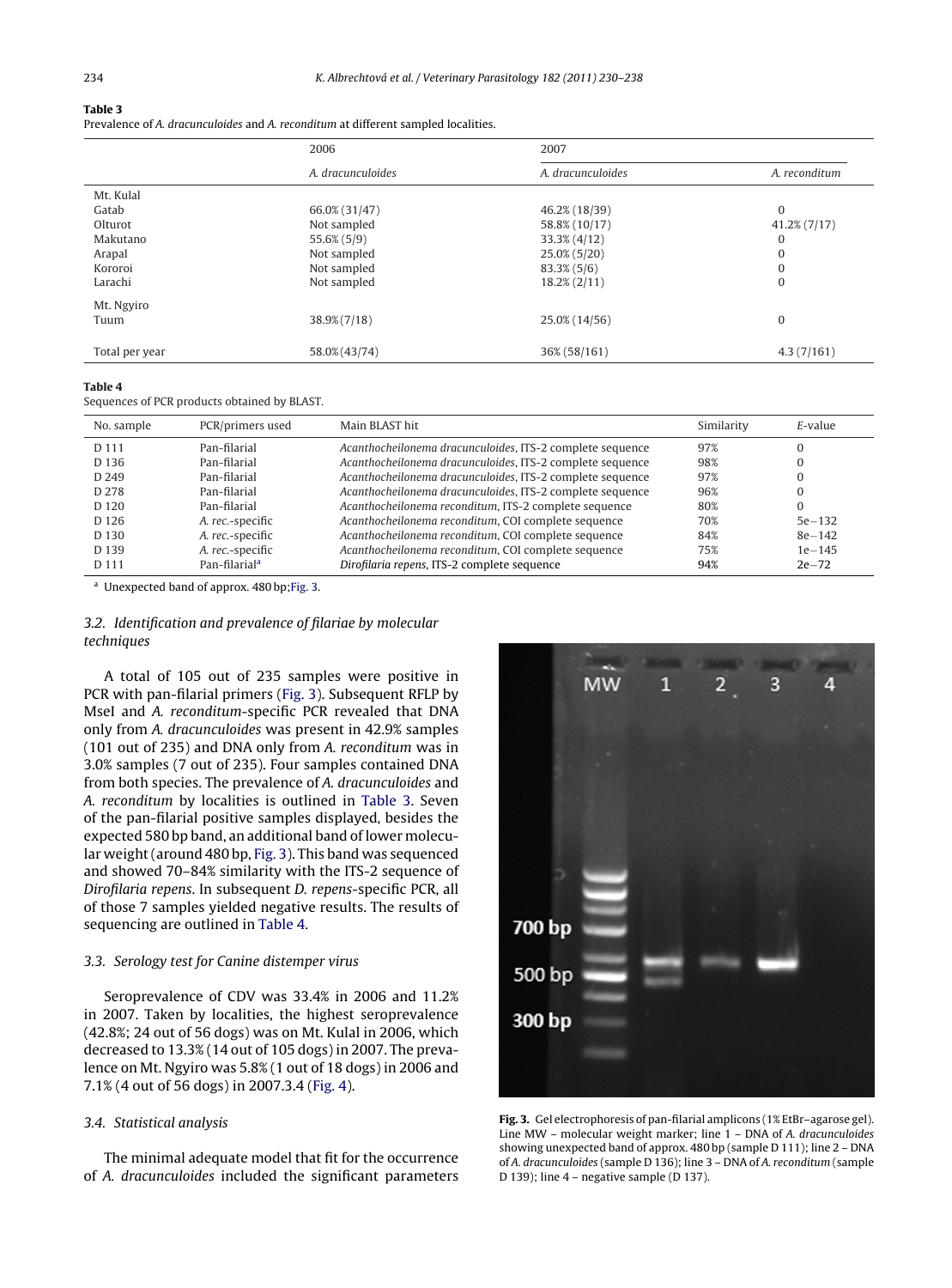**Table 3**
Prevalence of *A. dracunculoides* and *A. reconditum* at different sampled localities.

| | 2006 | 2007 | |
|---|---|---|---|
| | *A. dracunculoides* | *A. dracunculoides* | *A. reconditum* |
| Mt. Kulal | | | |
| Gatab | 66.0% (31/47) | 46.2% (18/39) | 0 |
| Olturot | Not sampled | 58.8% (10/17) | 41.2% (7/17) |
| Makutano | 55.6% (5/9) | 33.3% (4/12) | 0 |
| Arapal | Not sampled | 25.0% (5/20) | 0 |
| Kororoi | Not sampled | 83.3% (5/6) | 0 |
| Larachi | Not sampled | 18.2% (2/11) | 0 |
| Mt. Ngyiro | | | |
| Tuum | 38.9% (7/18) | 25.0% (14/56) | 0 |
| Total per year | 58.0% (43/74) | 36% (58/161) | 4.3 (7/161) |

**Table 4**
Sequences of PCR products obtained by BLAST.

| No. sample | PCR/primers used | Main BLAST hit | Similarity | *E*-value |
|---|---|---|---|---|
| D 111 | Pan-filarial | *Acanthocheilonema dracunculoides*, ITS-2 complete sequence | 97% | 0 |
| D 136 | Pan-filarial | *Acanthocheilonema dracunculoides*, ITS-2 complete sequence | 98% | 0 |
| D 249 | Pan-filarial | *Acanthocheilonema dracunculoides*, ITS-2 complete sequence | 97% | 0 |
| D 278 | Pan-filarial | *Acanthocheilonema dracunculoides*, ITS-2 complete sequence | 96% | 0 |
| D 120 | Pan-filarial | *Acanthocheilonema reconditum*, ITS-2 complete sequence | 80% | 0 |
| D 126 | *A. rec.*-specific | *Acanthocheilonema reconditum*, COI complete sequence | 70% | 5e−132 |
| D 130 | *A. rec.*-specific | *Acanthocheilonema reconditum*, COI complete sequence | 84% | 8e−142 |
| D 139 | *A. rec.*-specific | *Acanthocheilonema reconditum*, COI complete sequence | 75% | 1e−145 |
| D 111 | Pan-filarial[a] | *Dirofilaria repens*, ITS-2 complete sequence | 94% | 2e−72 |

[a] Unexpected band of approx. 480 bp; Fig. 3.

### 3.2. Identification and prevalence of filariae by molecular techniques

A total of 105 out of 235 samples were positive in PCR with pan-filarial primers (Fig. 3). Subsequent RFLP by MseI and *A. reconditum*-specific PCR revealed that DNA only from *A. dracunculoides* was present in 42.9% samples (101 out of 235) and DNA only from *A. reconditum* was in 3.0% samples (7 out of 235). Four samples contained DNA from both species. The prevalence of *A. dracunculoides* and *A. reconditum* by localities is outlined in Table 3. Seven of the pan-filarial positive samples displayed, besides the expected 580 bp band, an additional band of lower molecular weight (around 480 bp, Fig. 3). This band was sequenced and showed 70–84% similarity with the ITS-2 sequence of *Dirofilaria repens*. In subsequent *D. repens*-specific PCR, all of those 7 samples yielded negative results. The results of sequencing are outlined in Table 4.

### 3.3. Serology test for Canine distemper virus

Seroprevalence of CDV was 33.4% in 2006 and 11.2% in 2007. Taken by localities, the highest seroprevalence (42.8%; 24 out of 56 dogs) was on Mt. Kulal in 2006, which decreased to 13.3% (14 out of 105 dogs) in 2007. The prevalence on Mt. Ngyiro was 5.8% (1 out of 18 dogs) in 2006 and 7.1% (4 out of 56 dogs) in 2007.3.4 (Fig. 4).

### 3.4. Statistical analysis

The minimal adequate model that fit for the occurrence of *A. dracunculoides* included the significant parameters

**Fig. 3.** Gel electrophoresis of pan-filarial amplicons (1% EtBr–agarose gel). Line MW – molecular weight marker; line 1 – DNA of *A. dracunculoides* showing unexpected band of approx. 480 bp (sample D 111); line 2 – DNA of *A. dracunculoides* (sample D 136); line 3 – DNA of *A. reconditum* (sample D 139); line 4 – negative sample (D 137).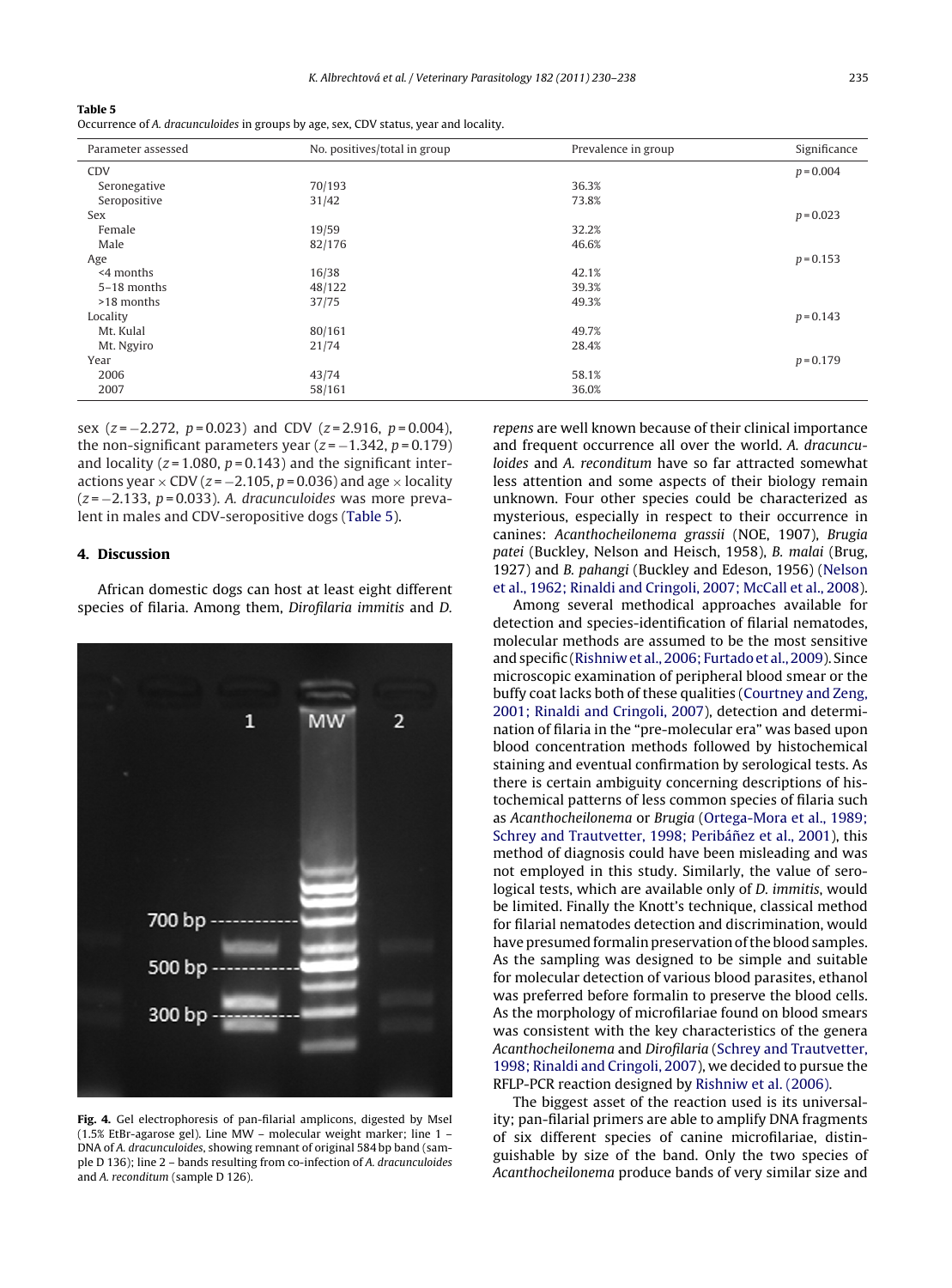**Table 5**
Occurrence of *A. dracunculoides* in groups by age, sex, CDV status, year and locality.

| Parameter assessed | No. positives/total in group | Prevalence in group | Significance |
|---|---|---|---|
| CDV | | | $p = 0.004$ |
| Seronegative | 70/193 | 36.3% | |
| Seropositive | 31/42 | 73.8% | |
| Sex | | | $p = 0.023$ |
| Female | 19/59 | 32.2% | |
| Male | 82/176 | 46.6% | |
| Age | | | $p = 0.153$ |
| <4 months | 16/38 | 42.1% | |
| 5–18 months | 48/122 | 39.3% | |
| >18 months | 37/75 | 49.3% | |
| Locality | | | $p = 0.143$ |
| Mt. Kulal | 80/161 | 49.7% | |
| Mt. Ngyiro | 21/74 | 28.4% | |
| Year | | | $p = 0.179$ |
| 2006 | 43/74 | 58.1% | |
| 2007 | 58/161 | 36.0% | |

sex ($z = -2.272$, $p = 0.023$) and CDV ($z = 2.916$, $p = 0.004$), the non-significant parameters year ($z = -1.342$, $p = 0.179$) and locality ($z = 1.080$, $p = 0.143$) and the significant interactions year × CDV ($z = -2.105$, $p = 0.036$) and age × locality ($z = -2.133$, $p = 0.033$). *A. dracunculoides* was more prevalent in males and CDV-seropositive dogs (Table 5).

## 4. Discussion

African domestic dogs can host at least eight different species of filaria. Among them, *Dirofilaria immitis* and *D. repens* are well known because of their clinical importance and frequent occurrence all over the world. *A. dracunculoides* and *A. reconditum* have so far attracted somewhat less attention and some aspects of their biology remain unknown. Four other species could be characterized as mysterious, especially in respect to their occurrence in canines: *Acanthocheilonema grassii* (NOE, 1907), *Brugia patei* (Buckley, Nelson and Heisch, 1958), *B. malai* (Brug, 1927) and *B. pahangi* (Buckley and Edeson, 1956) (Nelson et al., 1962; Rinaldi and Cringoli, 2007; McCall et al., 2008).

Fig. 4. Gel electrophoresis of pan-filarial amplicons, digested by MseI (1.5% EtBr-agarose gel). Line MW – molecular weight marker; line 1 – DNA of *A. dracunculoides*, showing remnant of original 584 bp band (sample D 136); line 2 – bands resulting from co-infection of *A. dracunculoides* and *A. reconditum* (sample D 126).

Among several methodical approaches available for detection and species-identification of filarial nematodes, molecular methods are assumed to be the most sensitive and specific (Rishniw et al., 2006; Furtado et al., 2009). Since microscopic examination of peripheral blood smear or the buffy coat lacks both of these qualities (Courtney and Zeng, 2001; Rinaldi and Cringoli, 2007), detection and determination of filaria in the "pre-molecular era" was based upon blood concentration methods followed by histochemical staining and eventual confirmation by serological tests. As there is certain ambiguity concerning descriptions of histochemical patterns of less common species of filaria such as *Acanthocheilonema* or *Brugia* (Ortega-Mora et al., 1989; Schrey and Trautvetter, 1998; Peribáñez et al., 2001), this method of diagnosis could have been misleading and was not employed in this study. Similarly, the value of serological tests, which are available only of *D. immitis*, would be limited. Finally the Knott's technique, classical method for filarial nematodes detection and discrimination, would have presumed formalin preservation of the blood samples. As the sampling was designed to be simple and suitable for molecular detection of various blood parasites, ethanol was preferred before formalin to preserve the blood cells. As the morphology of microfilariae found on blood smears was consistent with the key characteristics of the genera *Acanthocheilonema* and *Dirofilaria* (Schrey and Trautvetter, 1998; Rinaldi and Cringoli, 2007), we decided to pursue the RFLP-PCR reaction designed by Rishniw et al. (2006).

The biggest asset of the reaction used is its universality; pan-filarial primers are able to amplify DNA fragments of six different species of canine microfilariae, distinguishable by size of the band. Only the two species of *Acanthocheilonema* produce bands of very similar size and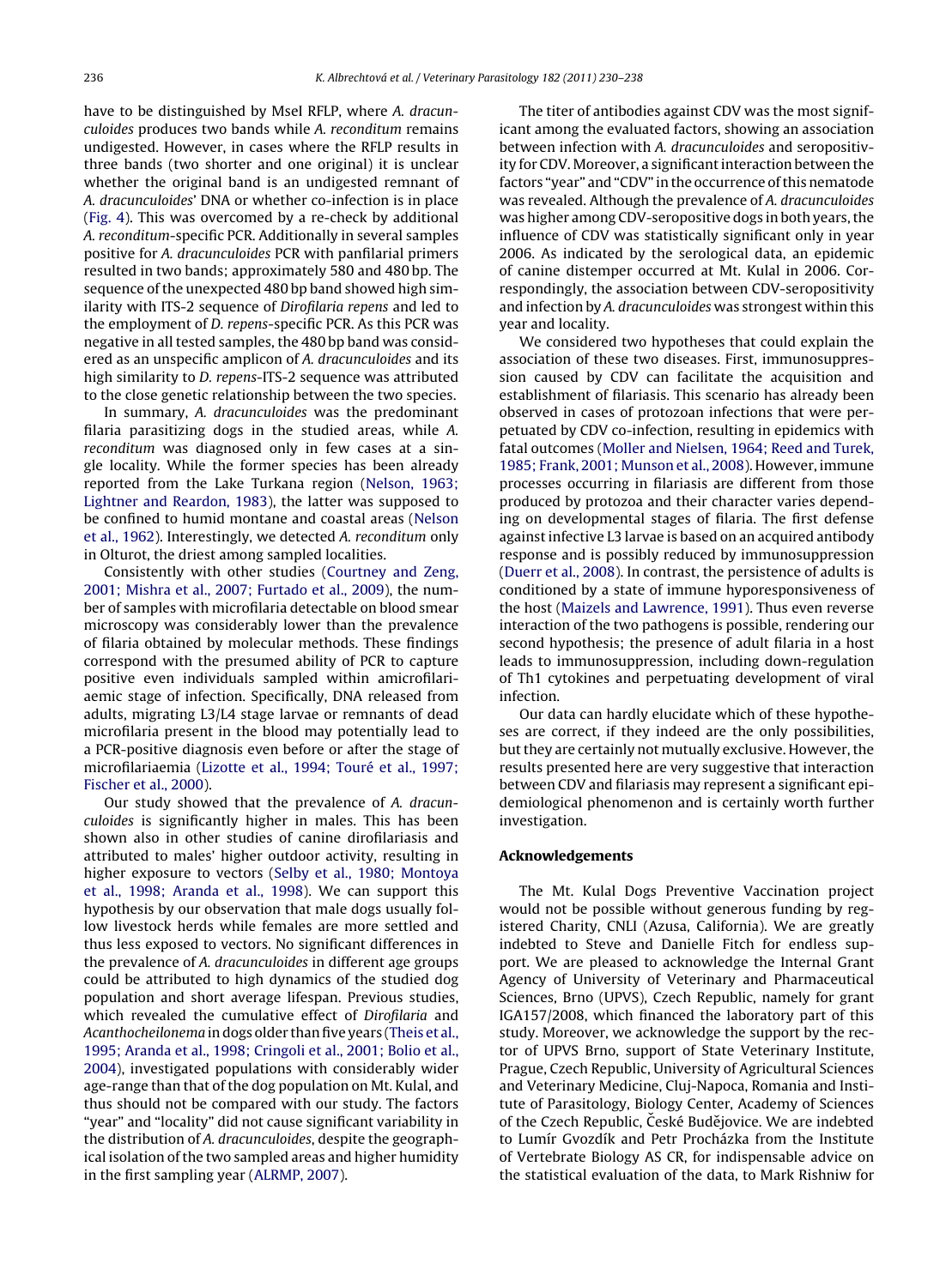have to be distinguished by MseI RFLP, where *A. dracunculoides* produces two bands while *A. reconditum* remains undigested. However, in cases where the RFLP results in three bands (two shorter and one original) it is unclear whether the original band is an undigested remnant of *A. dracunculoides*' DNA or whether co-infection is in place (Fig. 4). This was overcome by a re-check by additional *A. reconditum*-specific PCR. Additionally in several samples positive for *A. dracunculoides* PCR with panfilarial primers resulted in two bands; approximately 580 and 480 bp. The sequence of the unexpected 480 bp band showed high similarity with ITS-2 sequence of *Dirofilaria repens* and led to the employment of *D. repens*-specific PCR. As this PCR was negative in all tested samples, the 480 bp band was considered as an unspecific amplicon of *A. dracunculoides* and its high similarity to *D. repens*-ITS-2 sequence was attributed to the close genetic relationship between the two species.

In summary, *A. dracunculoides* was the predominant filaria parasitizing dogs in the studied areas, while *A. reconditum* was diagnosed only in few cases at a single locality. While the former species has been already reported from the Lake Turkana region (Nelson, 1963; Lightner and Reardon, 1983), the latter was supposed to be confined to humid montane and coastal areas (Nelson et al., 1962). Interestingly, we detected *A. reconditum* only in Olturot, the driest among sampled localities.

Consistently with other studies (Courtney and Zeng, 2001; Mishra et al., 2007; Furtado et al., 2009), the number of samples with microfilaria detectable on blood smear microscopy was considerably lower than the prevalence of filaria obtained by molecular methods. These findings correspond with the presumed ability of PCR to capture positive even individuals sampled within amicrofilariaemic stage of infection. Specifically, DNA released from adults, migrating L3/L4 stage larvae or remnants of dead microfilaria present in the blood may potentially lead to a PCR-positive diagnosis even before or after the stage of microfilariaemia (Lizotte et al., 1994; Touré et al., 1997; Fischer et al., 2000).

Our study showed that the prevalence of *A. dracunculoides* is significantly higher in males. This has been shown also in other studies of canine dirofilariasis and attributed to males' higher outdoor activity, resulting in higher exposure to vectors (Selby et al., 1980; Montoya et al., 1998; Aranda et al., 1998). We can support this hypothesis by our observation that male dogs usually follow livestock herds while females are more settled and thus less exposed to vectors. No significant differences in the prevalence of *A. dracunculoides* in different age groups could be attributed to high dynamics of the studied dog population and short average lifespan. Previous studies, which revealed the cumulative effect of *Dirofilaria* and *Acanthocheilonema* in dogs older than five years (Theis et al., 1995; Aranda et al., 1998; Cringoli et al., 2001; Bolio et al., 2004), investigated populations with considerably wider age-range than that of the dog population on Mt. Kulal, and thus should not be compared with our study. The factors "year" and "locality" did not cause significant variability in the distribution of *A. dracunculoides*, despite the geographical isolation of the two sampled areas and higher humidity in the first sampling year (ALRMP, 2007).

The titer of antibodies against CDV was the most significant among the evaluated factors, showing an association between infection with *A. dracunculoides* and seropositivity for CDV. Moreover, a significant interaction between the factors "year" and "CDV" in the occurrence of this nematode was revealed. Although the prevalence of *A. dracunculoides* was higher among CDV-seropositive dogs in both years, the influence of CDV was statistically significant only in year 2006. As indicated by the serological data, an epidemic of canine distemper occurred at Mt. Kulal in 2006. Correspondingly, the association between CDV-seropositivity and infection by *A. dracunculoides* was strongest within this year and locality.

We considered two hypotheses that could explain the association of these two diseases. First, immunosuppression caused by CDV can facilitate the acquisition and establishment of filariasis. This scenario has already been observed in cases of protozoan infections that were perpetuated by CDV co-infection, resulting in epidemics with fatal outcomes (Moller and Nielsen, 1964; Reed and Turek, 1985; Frank, 2001; Munson et al., 2008). However, immune processes occurring in filariasis are different from those produced by protozoa and their character varies depending on developmental stages of filaria. The first defense against infective L3 larvae is based on an acquired antibody response and is possibly reduced by immunosuppression (Duerr et al., 2008). In contrast, the persistence of adults is conditioned by a state of immune hyporesponsiveness of the host (Maizels and Lawrence, 1991). Thus even reverse interaction of the two pathogens is possible, rendering our second hypothesis; the presence of adult filaria in a host leads to immunosuppression, including down-regulation of Th1 cytokines and perpetuating development of viral infection.

Our data can hardly elucidate which of these hypotheses are correct, if they indeed are the only possibilities, but they are certainly not mutually exclusive. However, the results presented here are very suggestive that interaction between CDV and filariasis may represent a significant epidemiological phenomenon and is certainly worth further investigation.

## Acknowledgements

The Mt. Kulal Dogs Preventive Vaccination project would not be possible without generous funding by registered Charity, CNLI (Azusa, California). We are greatly indebted to Steve and Danielle Fitch for endless support. We are pleased to acknowledge the Internal Grant Agency of University of Veterinary and Pharmaceutical Sciences, Brno (UPVS), Czech Republic, namely for grant IGA157/2008, which financed the laboratory part of this study. Moreover, we acknowledge the support by the rector of UPVS Brno, support of State Veterinary Institute, Prague, Czech Republic, University of Agricultural Sciences and Veterinary Medicine, Cluj-Napoca, Romania and Institute of Parasitology, Biology Center, Academy of Sciences of the Czech Republic, České Budějovice. We are indebted to Lumír Gvozdík and Petr Procházka from the Institute of Vertebrate Biology AS CR, for indispensable advice on the statistical evaluation of the data, to Mark Rishniw for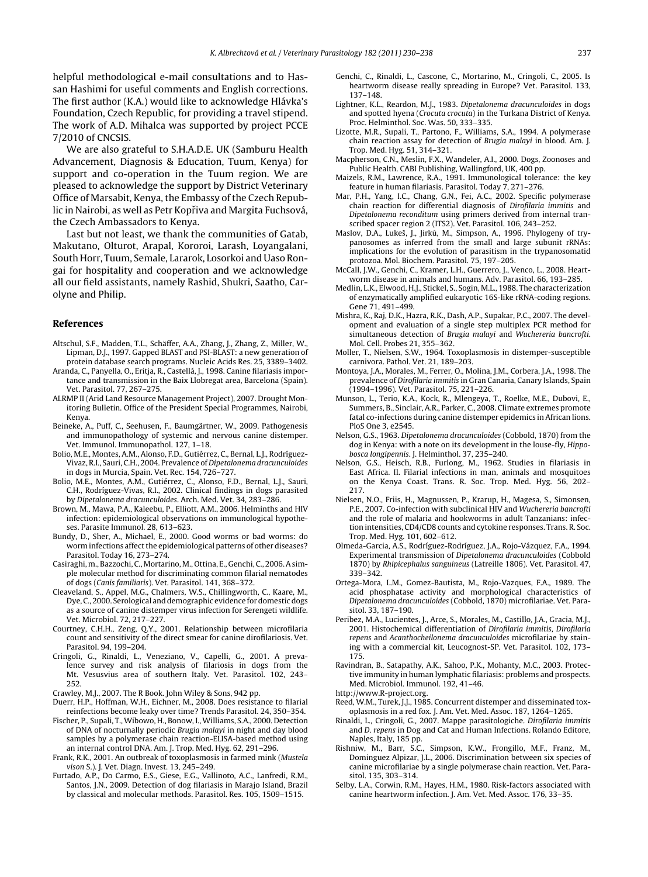helpful methodological e-mail consultations and to Hassan Hashimi for useful comments and English corrections. The first author (K.A.) would like to acknowledge Hlávka's Foundation, Czech Republic, for providing a travel stipend. The work of A.D. Mihalca was supported by project PCCE 7/2010 of CNCSIS.

We are also grateful to S.H.A.D.E. UK (Samburu Health Advancement, Diagnosis & Education, Tuum, Kenya) for support and co-operation in the Tuum region. We are pleased to acknowledge the support by District Veterinary Office of Marsabit, Kenya, the Embassy of the Czech Republic in Nairobi, as well as Petr Kopřiva and Margita Fuchsová, the Czech Ambassadors to Kenya.

Last but not least, we thank the communities of Gatab, Makutano, Olturot, Arapal, Kororoi, Larash, Loyangalani, South Horr, Tuum, Semale, Lararok, Losorkoi and Uaso Rongai for hospitality and cooperation and we acknowledge all our field assistants, namely Rashid, Shukri, Saatho, Carolyne and Philip.

## References

Altschul, S.F., Madden, T.L., Schäffer, A.A., Zhang, J., Zhang, Z., Miller, W., Lipman, D.J., 1997. Gapped BLAST and PSI-BLAST: a new generation of protein database search programs. Nucleic Acids Res. 25, 3389–3402.

Aranda, C., Panyella, O., Eritja, R., Castellá, J., 1998. Canine filariasis importance and transmission in the Baix Llobregat area, Barcelona (Spain). Vet. Parasitol. 77, 267–275.

ALRMP II (Arid Land Resource Management Project), 2007. Drought Monitoring Bulletin. Office of the President Special Programmes, Nairobi, Kenya.

Beineke, A., Puff, C., Seehusen, F., Baumgärtner, W., 2009. Pathogenesis and immunopathology of systemic and nervous canine distemper. Vet. Immunol. Immunopathol. 127, 1–18.

Bolio, M.E., Montes, A.M., Alonso, F.D., Gutiérrez, C., Bernal, L.J., Rodríguez-Vivaz, R.I., Sauri, C.H., 2004. Prevalence of *Dipetalonema dracunculoides* in dogs in Murcia, Spain. Vet. Rec. 154, 726–727.

Bolio, M.E., Montes, A.M., Gutiérrez, C., Alonso, F.D., Bernal, L.J., Sauri, C.H., Rodríguez-Vivas, R.I., 2002. Clinical findings in dogs parasited by *Dipetalonema dracunculoides*. Arch. Med. Vet. 34, 283–286.

Brown, M., Mawa, P.A., Kaleebu, P., Elliott, A.M., 2006. Helminths and HIV infection: epidemiological observations on immunological hypotheses. Parasite Immunol. 28, 613–623.

Bundy, D., Sher, A., Michael, E., 2000. Good worms or bad worms: do worm infections affect the epidemiological patterns of other diseases? Parasitol. Today 16, 273–274.

Casiraghi, m., Bazzochi, C., Mortarino, M., Ottina, E., Genchi, C., 2006. A simple molecular method for discriminating common filarial nematodes of dogs (*Canis familiaris*). Vet. Parasitol. 141, 368–372.

Cleaveland, S., Appel, M.G., Chalmers, W.S., Chillingworth, C., Kaare, M., Dye, C., 2000. Serological and demographic evidence for domestic dogs as a source of canine distemper virus infection for Serengeti wildlife. Vet. Microbiol. 72, 217–227.

Courtney, C.H.H., Zeng, Q.Y., 2001. Relationship between microfilaria count and sensitivity of the direct smear for canine dirofilariosis. Vet. Parasitol. 94, 199–204.

Cringoli, G., Rinaldi, L., Veneziano, V., Capelli, G., 2001. A prevalence survey and risk analysis of filariosis in dogs from the Mt. Vesusvius area of southern Italy. Vet. Parasitol. 102, 243–252.

Crawley, M.J., 2007. The R Book. John Wiley & Sons, 942 pp.

Duerr, H.P., Hoffman, W.H., Eichner, M., 2008. Does resistance to filarial reinfections become leaky over time? Trends Parasitol. 24, 350–354.

Fischer, P., Supali, T., Wibowo, H., Bonow, I., Williams, S.A., 2000. Detection of DNA of nocturnally periodic *Brugia malayi* in night and day blood samples by a polymerase chain reaction-ELISA-based method using an internal control DNA. Am. J. Trop. Med. Hyg. 62, 291–296.

Frank, R.K., 2001. An outbreak of toxoplasmosis in farmed mink (*Mustela vison* S.). J. Vet. Diagn. Invest. 13, 245–249.

Furtado, A.P., Do Carmo, E.S., Giese, E.G., Vallinoto, A.C., Lanfredi, R.M., Santos, J.N., 2009. Detection of dog filariasis in Marajo Island, Brazil by classical and molecular methods. Parasitol. Res. 105, 1509–1515.

Genchi, C., Rinaldi, L., Cascone, C., Mortarino, M., Cringoli, C., 2005. Is heartworm disease really spreading in Europe? Vet. Parasitol. 133, 137–148.

Lightner, K.L., Reardon, M.J., 1983. *Dipetalonema dracunculoides* in dogs and spotted hyena (*Crocuta crocuta*) in the Turkana District of Kenya. Proc. Helminthol. Soc. Was. 50, 333–335.

Lizotte, M.R., Supali, T., Partono, F., Williams, S.A., 1994. A polymerase chain reaction assay for detection of *Brugia malayi* in blood. Am. J. Trop. Med. Hyg. 51, 314–321.

Macpherson, C.N., Meslin, F.X., Wandeler, A.I., 2000. Dogs, Zoonoses and Public Health. CABI Publishing, Wallingford, UK, 400 pp.

Maizels, R.M., Lawrence, R.A., 1991. Immunological tolerance: the key feature in human filariasis. Parasitol. Today 7, 271–276.

Mar, P.H., Yang, I.C., Chang, G.N., Fei, A.C., 2002. Specific polymerase chain reaction for differential diagnosis of *Dirofilaria immitis* and *Dipetalonema reconditum* using primers derived from internal transcribed spacer region 2 (ITS2). Vet. Parasitol. 106, 243–252.

Maslov, D.A., Lukeš, J., Jirků, M., Simpson, A., 1996. Phylogeny of trypanosomes as inferred from the small and large subunit rRNAs: implications for the evolution of parasitism in the trypanosomatid protozoa. Mol. Biochem. Parasitol. 75, 197–205.

McCall, J.W., Genchi, C., Kramer, L.H., Guerrero, J., Venco, L., 2008. Heartworm disease in animals and humans. Adv. Parasitol. 66, 193–285.

Medlin, L.K., Elwood, H.J., Stickel, S., Sogin, M.L., 1988. The characterization of enzymatically amplified eukaryotic 16S-like rRNA-coding regions. Gene 71, 491–499.

Mishra, K., Raj, D.K., Hazra, R.K., Dash, A.P., Supakar, P.C., 2007. The development and evaluation of a single step multiplex PCR method for simultaneous detection of *Brugia malayi* and *Wuchereria bancrofti*. Mol. Cell. Probes 21, 355–362.

Moller, T., Nielsen, S.W., 1964. Toxoplasmosis in distemper-susceptible carnivora. Pathol. Vet. 21, 189–203.

Montoya, J.A., Morales, M., Ferrer, O., Molina, J.M., Corbera, J.A., 1998. The prevalence of *Dirofilaria immitis* in Gran Canaria, Canary Islands, Spain (1994–1996). Vet. Parasitol. 75, 221–226.

Munson, L., Terio, K.A., Kock, R., Mlengeya, T., Roelke, M.E., Dubovi, E., Summers, B., Sinclair, A.R., Parker, C., 2008. Climate extremes promote fatal co-infections during canine distemper epidemics in African lions. PloS One 3, e2545.

Nelson, G.S., 1963. *Dipetalonema dracunculoides* (Cobbold, 1870) from the dog in Kenya: with a note on its development in the louse-fly, *Hippobosca longipennis*. J. Helminthol. 37, 235–240.

Nelson, G.S., Heisch, R.B., Furlong, M., 1962. Studies in filariasis in East Africa. II. Filarial infections in man, animals and mosquitoes on the Kenya Coast. Trans. R. Soc. Trop. Med. Hyg. 56, 202–217.

Nielsen, N.O., Friis, H., Magnussen, P., Krarup, H., Magesa, S., Simonsen, P.E., 2007. Co-infection with subclinical HIV and *Wuchereria bancrofti* and the role of malaria and hookworms in adult Tanzanians: infection intensities, CD4/CD8 counts and cytokine responses. Trans. R. Soc. Trop. Med. Hyg. 101, 602–612.

Olmeda-Garcia, A.S., Rodríguez-Rodríguez, J.A., Rojo-Vázquez, F.A., 1994. Experimental transmission of *Dipetalonema dracunculoides* (Cobbold 1870) by *Rhipicephalus sanguineus* (Latreille 1806). Vet. Parasitol. 47, 339–342.

Ortega-Mora, L.M., Gomez-Bautista, M., Rojo-Vazques, F.A., 1989. The acid phosphatase activity and morphological characteristics of *Dipetalonema dracunculoides* (Cobbold, 1870) microfilariae. Vet. Parasitol. 33, 187–190.

Peribez, M.A., Lucientes, J., Arce, S., Morales, M., Castillo, J.A., Gracia, M.J., 2001. Histochemical differentiation of *Dirofilaria immitis*, *Dirofilaria repens* and *Acanthocheilonema dracunculoides* microfilariae by staining with a commercial kit, Leucognost-SP. Vet. Parasitol. 102, 173–175.

Ravindran, B., Satapathy, A.K., Sahoo, P.K., Mohanty, M.C., 2003. Protective immunity in human lymphatic filariasis: problems and prospects. Med. Microbiol. Immunol. 192, 41–46.

http://www.R-project.org.

Reed, W.M., Turek, J.J., 1985. Concurrent distemper and disseminated toxoplasmosis in a red fox. J. Am. Vet. Med. Assoc. 187, 1264–1265.

Rinaldi, L., Cringoli, G., 2007. Mappe parassitologiche. *Dirofilaria immitis* and *D. repens* in Dog and Cat and Human Infections. Rolando Editore, Naples, Italy, 185 pp.

Rishniw, M., Barr, S.C., Simpson, K.W., Frongillo, M.F., Franz, M., Dominguez Alpizar, J.L., 2006. Discrimination between six species of canine microfilariae by a single polymerase chain reaction. Vet. Parasitol. 135, 303–314.

Selby, L.A., Corwin, R.M., Hayes, H.M., 1980. Risk-factors associated with canine heartworm infection. J. Am. Vet. Med. Assoc. 176, 33–35.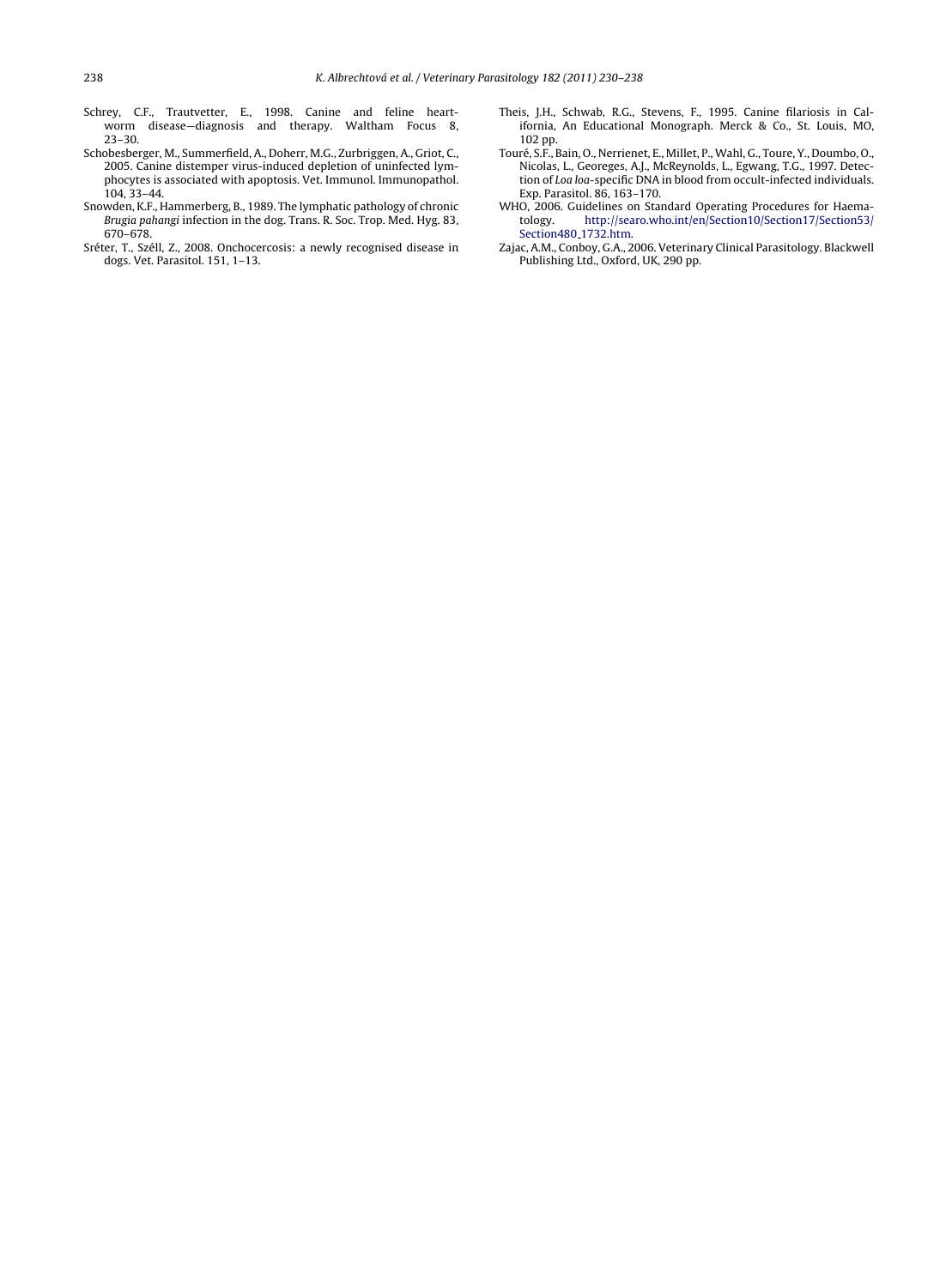Schrey, C.F., Trautvetter, E., 1998. Canine and feline heartworm disease—diagnosis and therapy. Waltham Focus 8, 23–30.

Schobesberger, M., Summerfield, A., Doherr, M.G., Zurbriggen, A., Griot, C., 2005. Canine distemper virus-induced depletion of uninfected lymphocytes is associated with apoptosis. Vet. Immunol. Immunopathol. 104, 33–44.

Snowden, K.F., Hammerberg, B., 1989. The lymphatic pathology of chronic *Brugia pahangi* infection in the dog. Trans. R. Soc. Trop. Med. Hyg. 83, 670–678.

Sréter, T., Széll, Z., 2008. Onchocercosis: a newly recognised disease in dogs. Vet. Parasitol. 151, 1–13.

Theis, J.H., Schwab, R.G., Stevens, F., 1995. Canine filariosis in California, An Educational Monograph. Merck & Co., St. Louis, MO, 102 pp.

Touré, S.F., Bain, O., Nerrienet, E., Millet, P., Wahl, G., Toure, Y., Doumbo, O., Nicolas, L., Georeges, A.J., McReynolds, L., Egwang, T.G., 1997. Detection of *Loa loa*-specific DNA in blood from occult-infected individuals. Exp. Parasitol. 86, 163–170.

WHO, 2006. Guidelines on Standard Operating Procedures for Haematology. http://searo.who.int/en/Section10/Section17/Section53/Section480_1732.htm.

Zajac, A.M., Conboy, G.A., 2006. Veterinary Clinical Parasitology. Blackwell Publishing Ltd., Oxford, UK, 290 pp.